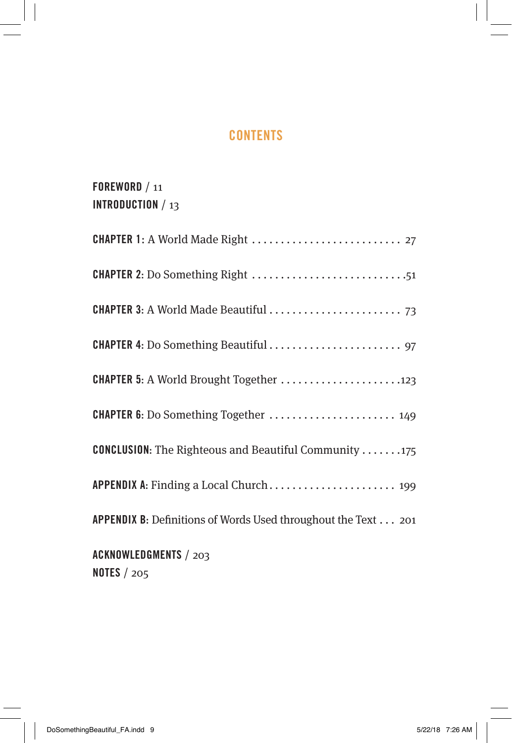# CONTENTS

**FOREWORD** / 11

**INTRODUCTION** / 13

**CHAPTER 1:** A World Made Right .......................... 27

**CHAPTER 2:** Do Something Right ...........................51

**CHAPTER 3:** A World Made Beautiful ....................... 73

**CHAPTER 4:** Do Something Beautiful ....................... 97

**CHAPTER 5:** A World Brought Together .....................123

**CHAPTER 6:** Do Something Together ...................... 149

**CONCLUSION:** The Righteous and Beautiful Community .......175

**APPENDIX A:** Finding a Local Church...................... 199

**APPENDIX B:** Definitions of Words Used throughout the Text . . . 201

**ACKNOWLEDGMENTS** / 203

**NOTES** / 205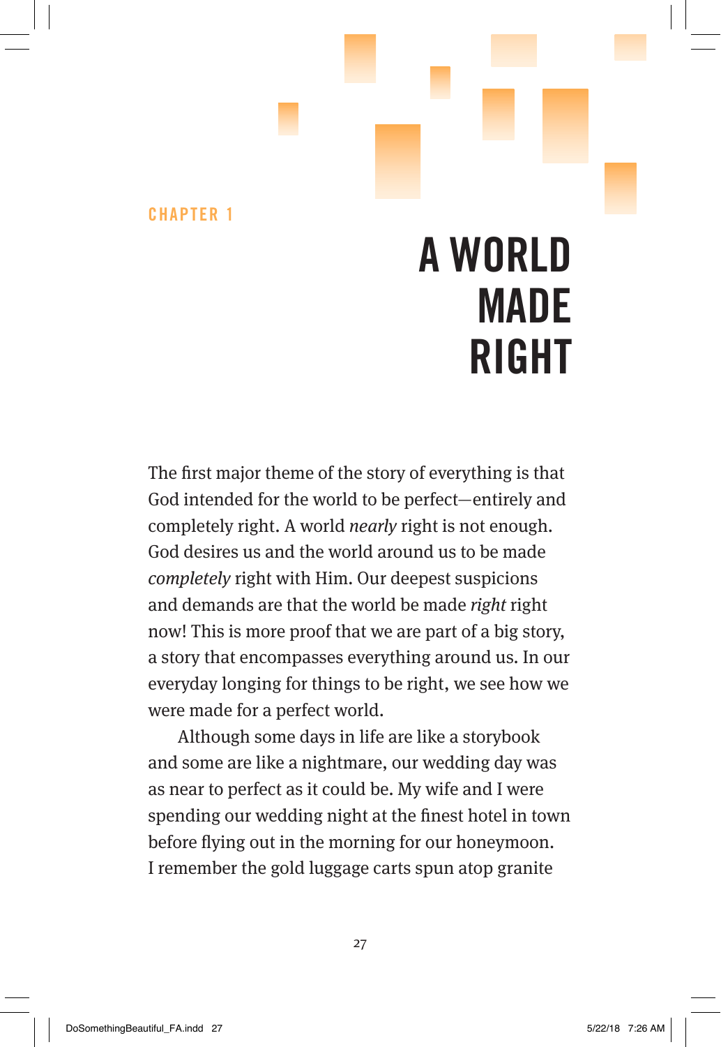CHAPTER 1

# A WORLD MADE RIGHT

The first major theme of the story of everything is that God intended for the world to be perfect—entirely and completely right. A world *nearly* right is not enough. God desires us and the world around us to be made *completely* right with Him. Our deepest suspicions and demands are that the world be made *right* right now! This is more proof that we are part of a big story, a story that encompasses everything around us. In our everyday longing for things to be right, we see how we were made for a perfect world.

Although some days in life are like a storybook and some are like a nightmare, our wedding day was as near to perfect as it could be. My wife and I were spending our wedding night at the finest hotel in town before flying out in the morning for our honeymoon. I remember the gold luggage carts spun atop granite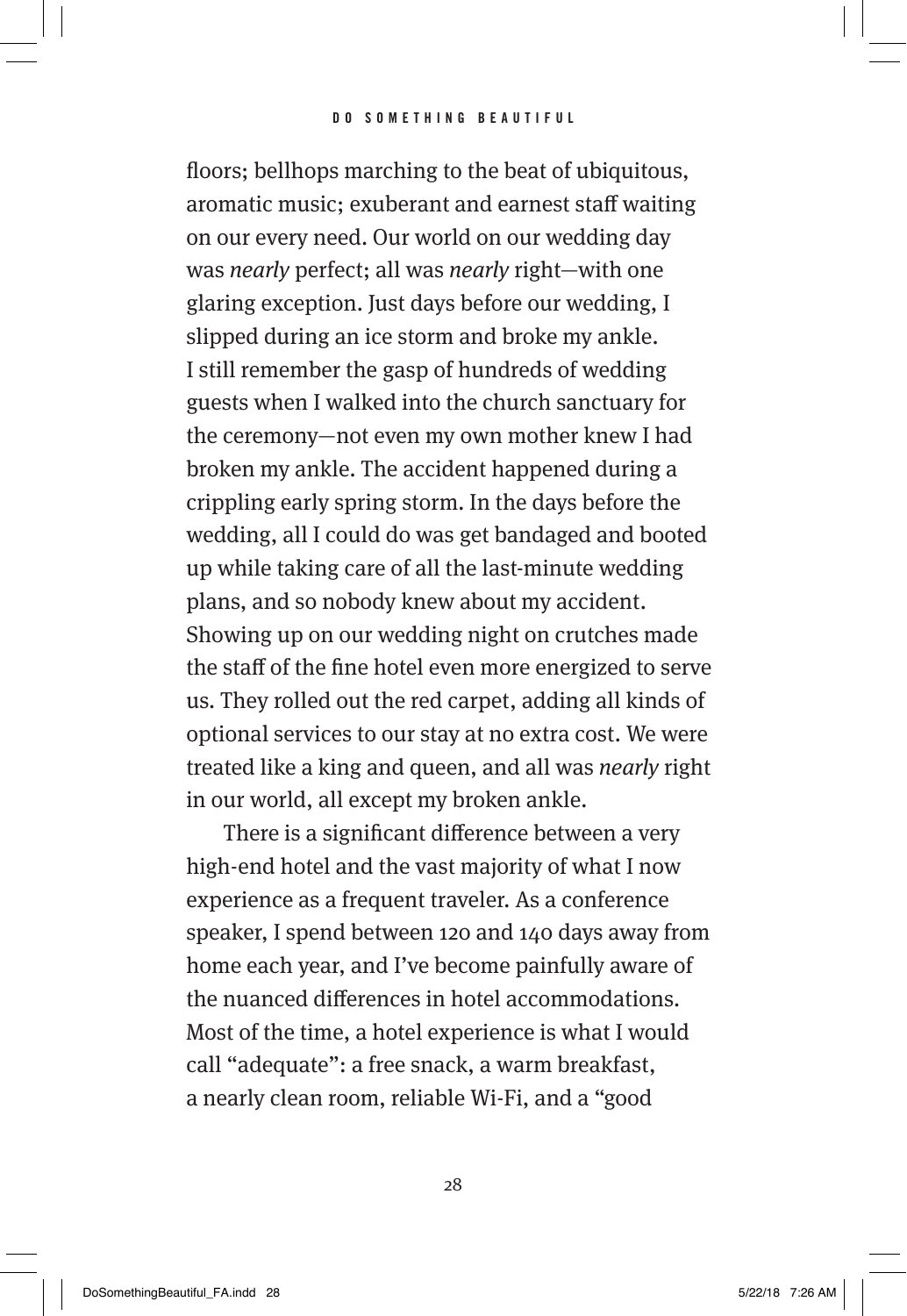floors; bellhops marching to the beat of ubiquitous, aromatic music; exuberant and earnest staff waiting on our every need. Our world on our wedding day was *nearly* perfect; all was *nearly* right—with one glaring exception. Just days before our wedding, I slipped during an ice storm and broke my ankle. I still remember the gasp of hundreds of wedding guests when I walked into the church sanctuary for the ceremony—not even my own mother knew I had broken my ankle. The accident happened during a crippling early spring storm. In the days before the wedding, all I could do was get bandaged and booted up while taking care of all the last-minute wedding plans, and so nobody knew about my accident. Showing up on our wedding night on crutches made the staff of the fine hotel even more energized to serve us. They rolled out the red carpet, adding all kinds of optional services to our stay at no extra cost. We were treated like a king and queen, and all was *nearly* right in our world, all except my broken ankle.

There is a significant difference between a very high-end hotel and the vast majority of what I now experience as a frequent traveler. As a conference speaker, I spend between 120 and 140 days away from home each year, and I've become painfully aware of the nuanced differences in hotel accommodations. Most of the time, a hotel experience is what I would call "adequate": a free snack, a warm breakfast, a nearly clean room, reliable Wi-Fi, and a "good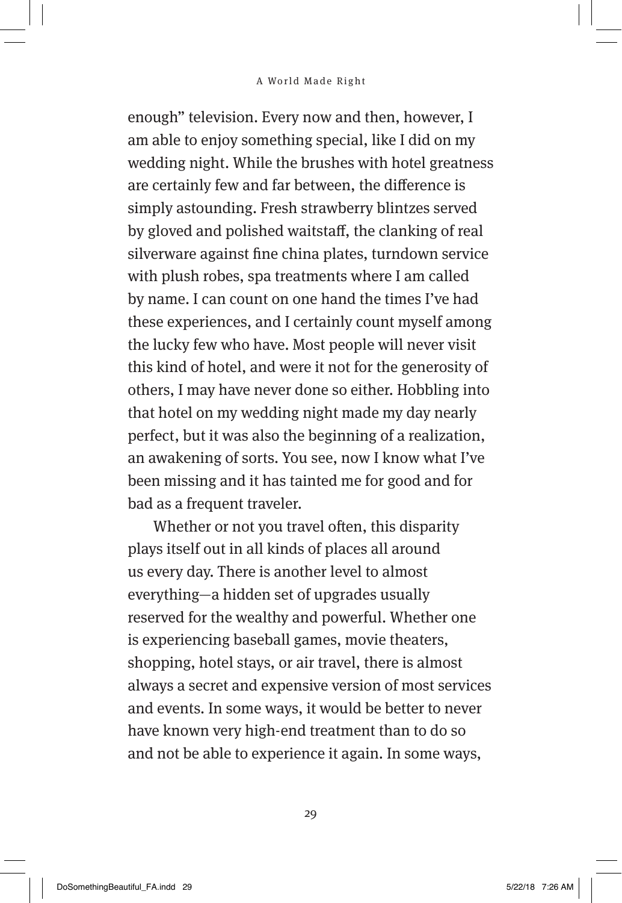enough" television. Every now and then, however, I am able to enjoy something special, like I did on my wedding night. While the brushes with hotel greatness are certainly few and far between, the difference is simply astounding. Fresh strawberry blintzes served by gloved and polished waitstaff, the clanking of real silverware against fine china plates, turndown service with plush robes, spa treatments where I am called by name. I can count on one hand the times I've had these experiences, and I certainly count myself among the lucky few who have. Most people will never visit this kind of hotel, and were it not for the generosity of others, I may have never done so either. Hobbling into that hotel on my wedding night made my day nearly perfect, but it was also the beginning of a realization, an awakening of sorts. You see, now I know what I've been missing and it has tainted me for good and for bad as a frequent traveler.

Whether or not you travel often, this disparity plays itself out in all kinds of places all around us every day. There is another level to almost everything—a hidden set of upgrades usually reserved for the wealthy and powerful. Whether one is experiencing baseball games, movie theaters, shopping, hotel stays, or air travel, there is almost always a secret and expensive version of most services and events. In some ways, it would be better to never have known very high-end treatment than to do so and not be able to experience it again. In some ways,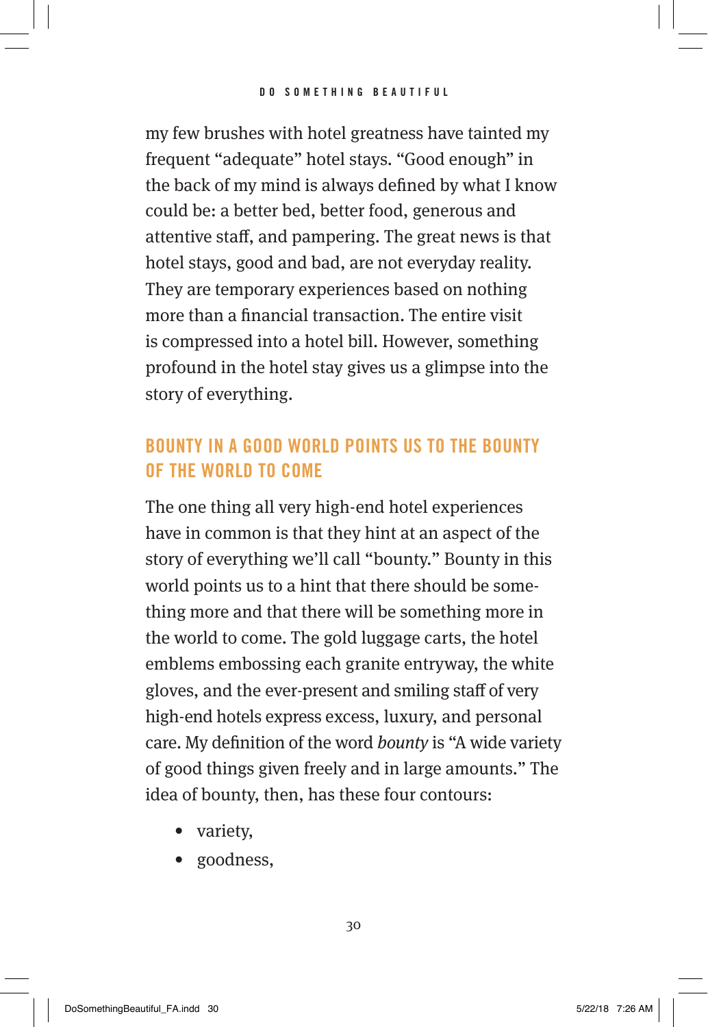my few brushes with hotel greatness have tainted my frequent "adequate" hotel stays. "Good enough" in the back of my mind is always defined by what I know could be: a better bed, better food, generous and attentive staff, and pampering. The great news is that hotel stays, good and bad, are not everyday reality. They are temporary experiences based on nothing more than a financial transaction. The entire visit is compressed into a hotel bill. However, something profound in the hotel stay gives us a glimpse into the story of everything.

## BOUNTY IN A GOOD WORLD POINTS US TO THE BOUNTY OF THE WORLD TO COME

The one thing all very high-end hotel experiences have in common is that they hint at an aspect of the story of everything we'll call "bounty." Bounty in this world points us to a hint that there should be something more and that there will be something more in the world to come. The gold luggage carts, the hotel emblems embossing each granite entryway, the white gloves, and the ever-present and smiling staff of very high-end hotels express excess, luxury, and personal care. My definition of the word *bounty* is "A wide variety of good things given freely and in large amounts." The idea of bounty, then, has these four contours:

- variety,
- goodness,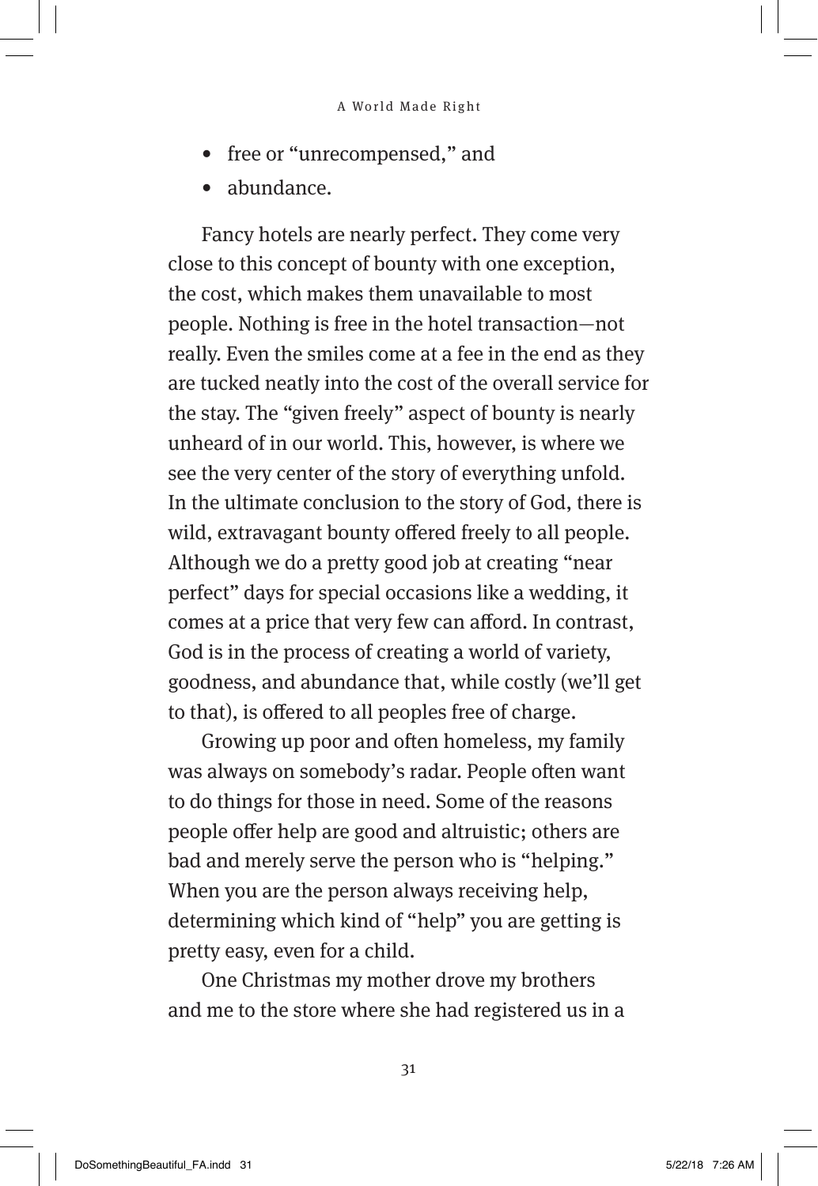- free or “unrecompensed,” and
- abundance.

Fancy hotels are nearly perfect. They come very close to this concept of bounty with one exception, the cost, which makes them unavailable to most people. Nothing is free in the hotel transaction—not really. Even the smiles come at a fee in the end as they are tucked neatly into the cost of the overall service for the stay. The “given freely” aspect of bounty is nearly unheard of in our world. This, however, is where we see the very center of the story of everything unfold. In the ultimate conclusion to the story of God, there is wild, extravagant bounty offered freely to all people. Although we do a pretty good job at creating “near perfect” days for special occasions like a wedding, it comes at a price that very few can afford. In contrast, God is in the process of creating a world of variety, goodness, and abundance that, while costly (we’ll get to that), is offered to all peoples free of charge.

Growing up poor and often homeless, my family was always on somebody’s radar. People often want to do things for those in need. Some of the reasons people offer help are good and altruistic; others are bad and merely serve the person who is “helping.” When you are the person always receiving help, determining which kind of “help” you are getting is pretty easy, even for a child.

One Christmas my mother drove my brothers and me to the store where she had registered us in a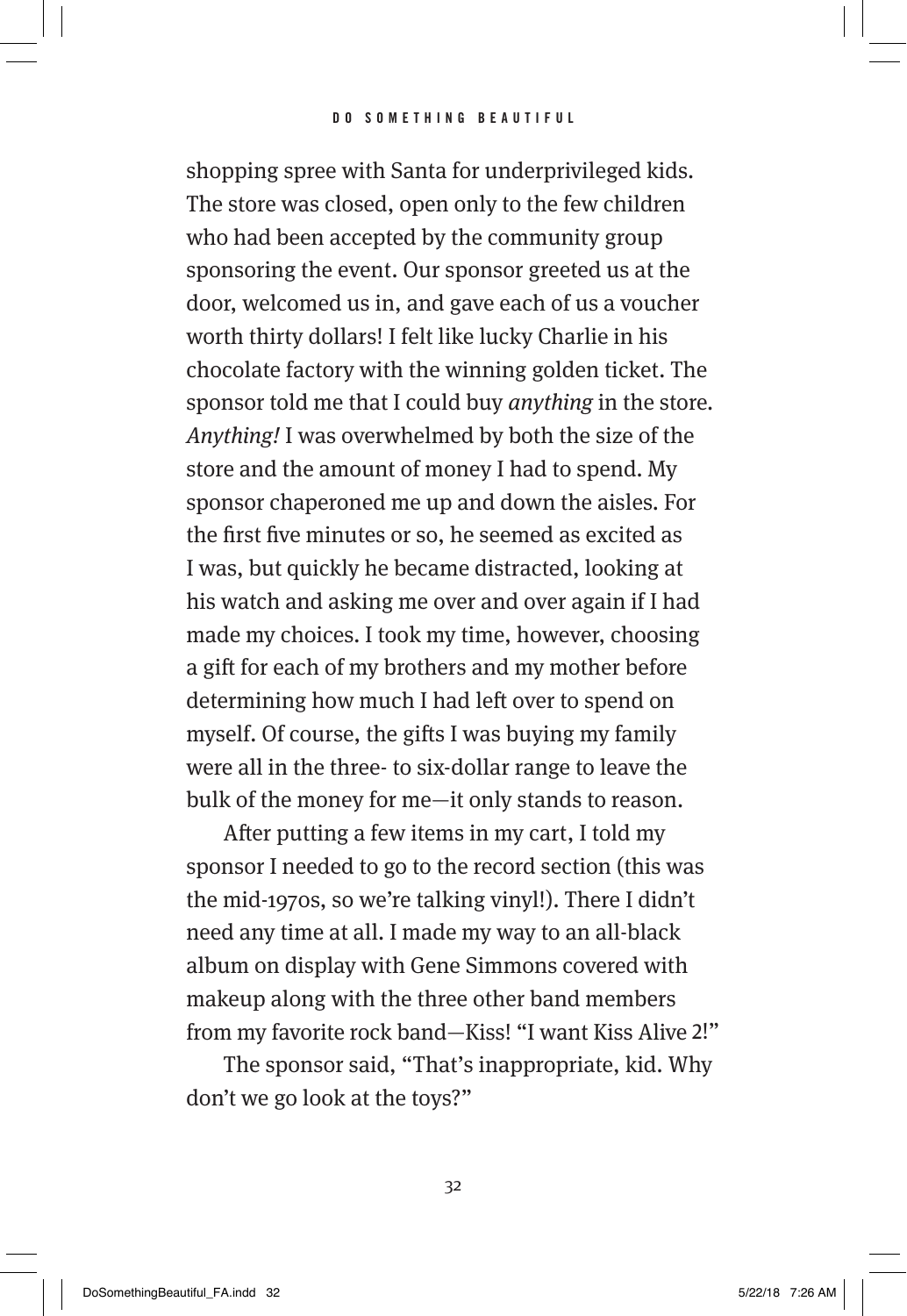shopping spree with Santa for underprivileged kids. The store was closed, open only to the few children who had been accepted by the community group sponsoring the event. Our sponsor greeted us at the door, welcomed us in, and gave each of us a voucher worth thirty dollars! I felt like lucky Charlie in his chocolate factory with the winning golden ticket. The sponsor told me that I could buy *anything* in the store. *Anything!* I was overwhelmed by both the size of the store and the amount of money I had to spend. My sponsor chaperoned me up and down the aisles. For the first five minutes or so, he seemed as excited as I was, but quickly he became distracted, looking at his watch and asking me over and over again if I had made my choices. I took my time, however, choosing a gift for each of my brothers and my mother before determining how much I had left over to spend on myself. Of course, the gifts I was buying my family were all in the three- to six-dollar range to leave the bulk of the money for me—it only stands to reason.

After putting a few items in my cart, I told my sponsor I needed to go to the record section (this was the mid-1970s, so we're talking vinyl!). There I didn't need any time at all. I made my way to an all-black album on display with Gene Simmons covered with makeup along with the three other band members from my favorite rock band—Kiss! "I want Kiss Alive 2!"

The sponsor said, "That's inappropriate, kid. Why don't we go look at the toys?"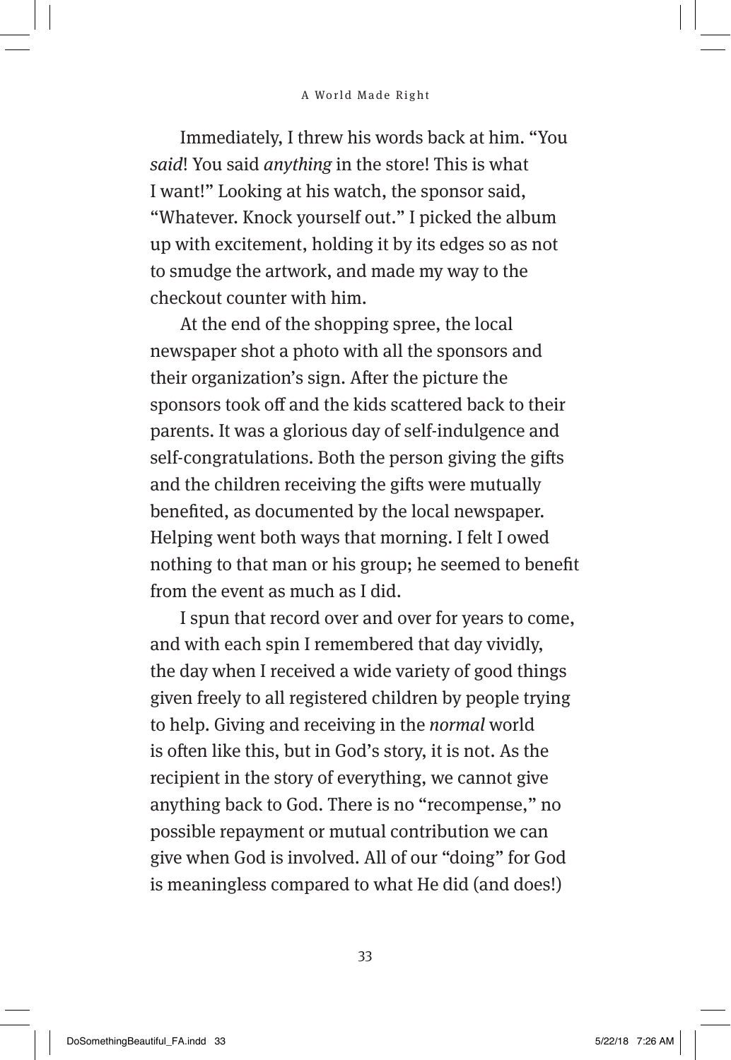Immediately, I threw his words back at him. "You *said*! You said *anything* in the store! This is what I want!" Looking at his watch, the sponsor said, "Whatever. Knock yourself out." I picked the album up with excitement, holding it by its edges so as not to smudge the artwork, and made my way to the checkout counter with him.

At the end of the shopping spree, the local newspaper shot a photo with all the sponsors and their organization's sign. After the picture the sponsors took off and the kids scattered back to their parents. It was a glorious day of self-indulgence and self-congratulations. Both the person giving the gifts and the children receiving the gifts were mutually benefited, as documented by the local newspaper. Helping went both ways that morning. I felt I owed nothing to that man or his group; he seemed to benefit from the event as much as I did.

I spun that record over and over for years to come, and with each spin I remembered that day vividly, the day when I received a wide variety of good things given freely to all registered children by people trying to help. Giving and receiving in the *normal* world is often like this, but in God's story, it is not. As the recipient in the story of everything, we cannot give anything back to God. There is no "recompense," no possible repayment or mutual contribution we can give when God is involved. All of our "doing" for God is meaningless compared to what He did (and does!)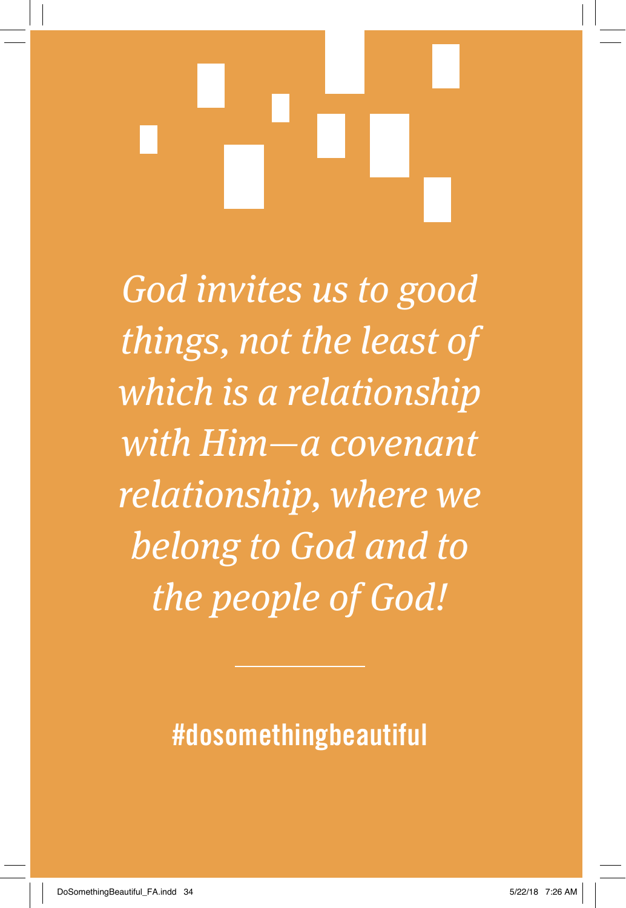*God invites us to good things, not the least of which is a relationship with Him—a covenant relationship, where we belong to God and to the people of God!*

---

**#dosomethingbeautiful**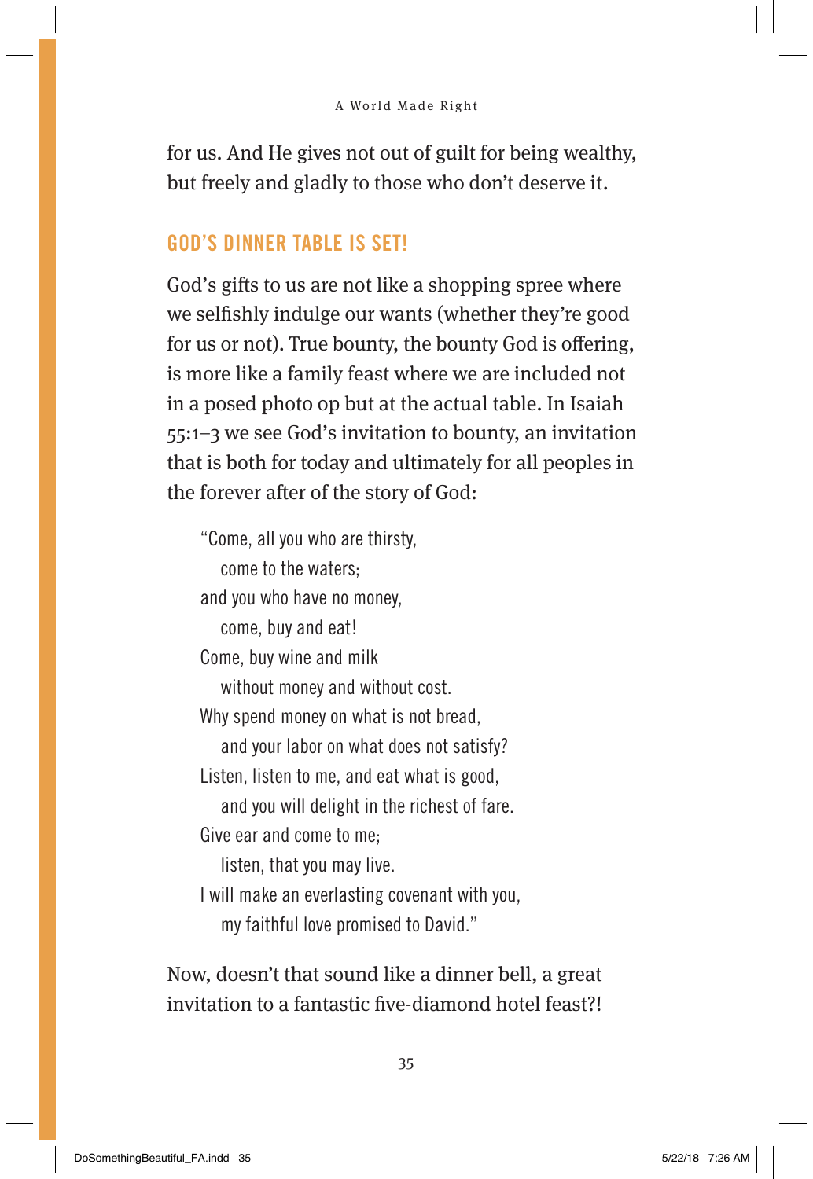for us. And He gives not out of guilt for being wealthy, but freely and gladly to those who don't deserve it.

## GOD'S DINNER TABLE IS SET!

God's gifts to us are not like a shopping spree where we selfishly indulge our wants (whether they're good for us or not). True bounty, the bounty God is offering, is more like a family feast where we are included not in a posed photo op but at the actual table. In Isaiah 55:1–3 we see God's invitation to bounty, an invitation that is both for today and ultimately for all peoples in the forever after of the story of God:

> "Come, all you who are thirsty,
>   come to the waters;
> and you who have no money,
>   come, buy and eat!
> Come, buy wine and milk
>   without money and without cost.
> Why spend money on what is not bread,
>   and your labor on what does not satisfy?
> Listen, listen to me, and eat what is good,
>   and you will delight in the richest of fare.
> Give ear and come to me;
>   listen, that you may live.
> I will make an everlasting covenant with you,
>   my faithful love promised to David."

Now, doesn't that sound like a dinner bell, a great invitation to a fantastic five-diamond hotel feast?!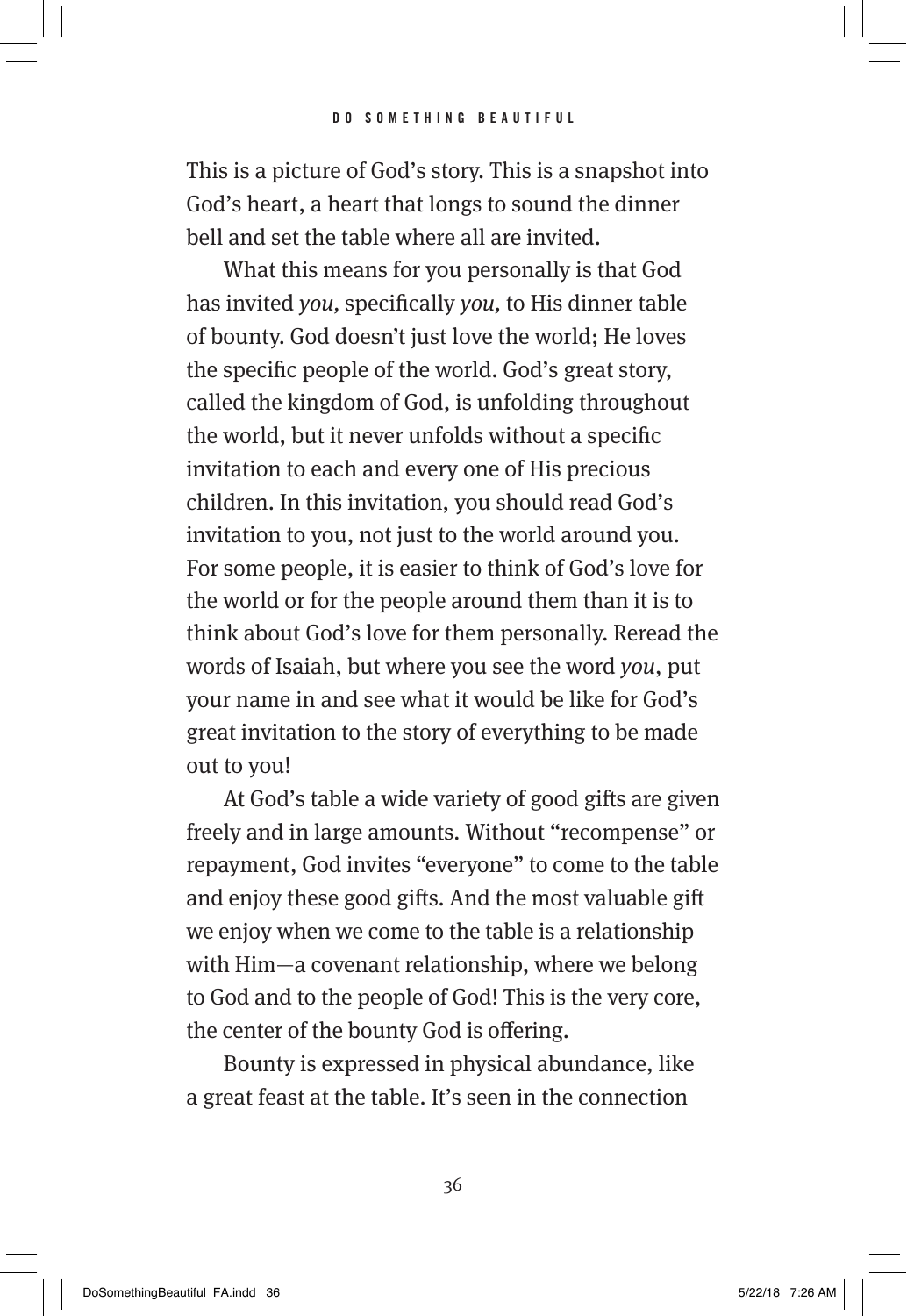This is a picture of God's story. This is a snapshot into God's heart, a heart that longs to sound the dinner bell and set the table where all are invited.

What this means for you personally is that God has invited *you,* specifically *you,* to His dinner table of bounty. God doesn't just love the world; He loves the specific people of the world. God's great story, called the kingdom of God, is unfolding throughout the world, but it never unfolds without a specific invitation to each and every one of His precious children. In this invitation, you should read God's invitation to you, not just to the world around you. For some people, it is easier to think of God's love for the world or for the people around them than it is to think about God's love for them personally. Reread the words of Isaiah, but where you see the word *you*, put your name in and see what it would be like for God's great invitation to the story of everything to be made out to you!

At God's table a wide variety of good gifts are given freely and in large amounts. Without "recompense" or repayment, God invites "everyone" to come to the table and enjoy these good gifts. And the most valuable gift we enjoy when we come to the table is a relationship with Him—a covenant relationship, where we belong to God and to the people of God! This is the very core, the center of the bounty God is offering.

Bounty is expressed in physical abundance, like a great feast at the table. It's seen in the connection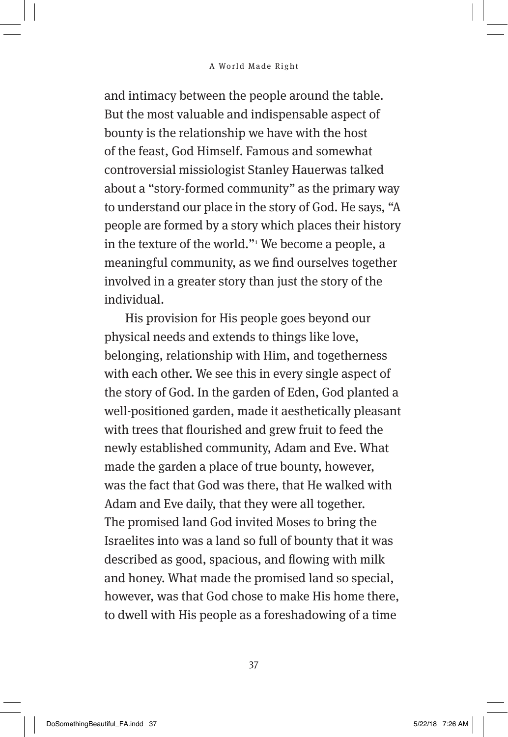and intimacy between the people around the table. But the most valuable and indispensable aspect of bounty is the relationship we have with the host of the feast, God Himself. Famous and somewhat controversial missiologist Stanley Hauerwas talked about a "story-formed community" as the primary way to understand our place in the story of God. He says, "A people are formed by a story which places their history in the texture of the world."[1] We become a people, a meaningful community, as we find ourselves together involved in a greater story than just the story of the individual.

His provision for His people goes beyond our physical needs and extends to things like love, belonging, relationship with Him, and togetherness with each other. We see this in every single aspect of the story of God. In the garden of Eden, God planted a well-positioned garden, made it aesthetically pleasant with trees that flourished and grew fruit to feed the newly established community, Adam and Eve. What made the garden a place of true bounty, however, was the fact that God was there, that He walked with Adam and Eve daily, that they were all together. The promised land God invited Moses to bring the Israelites into was a land so full of bounty that it was described as good, spacious, and flowing with milk and honey. What made the promised land so special, however, was that God chose to make His home there, to dwell with His people as a foreshadowing of a time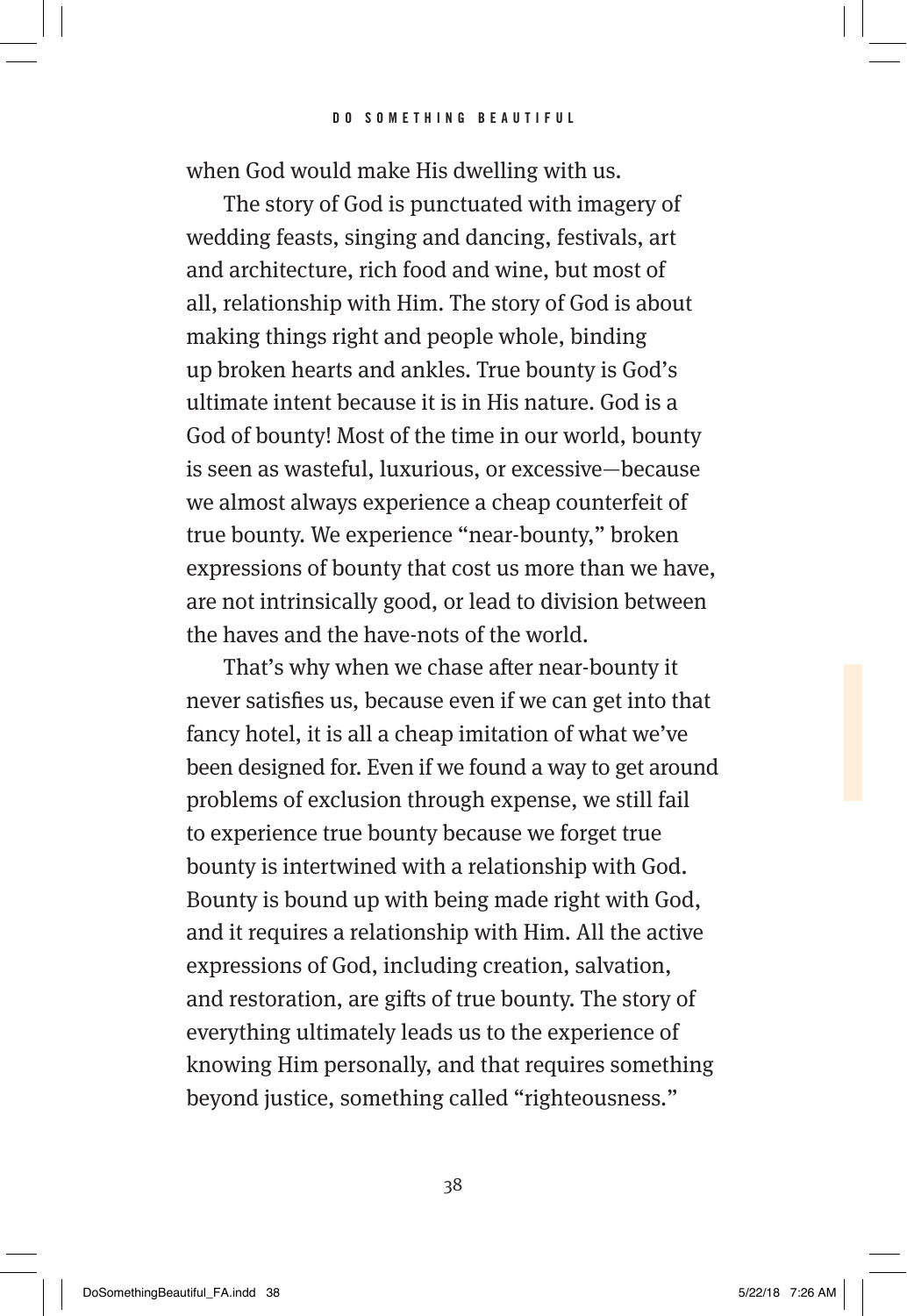when God would make His dwelling with us.

The story of God is punctuated with imagery of wedding feasts, singing and dancing, festivals, art and architecture, rich food and wine, but most of all, relationship with Him. The story of God is about making things right and people whole, binding up broken hearts and ankles. True bounty is God's ultimate intent because it is in His nature. God is a God of bounty! Most of the time in our world, bounty is seen as wasteful, luxurious, or excessive—because we almost always experience a cheap counterfeit of true bounty. We experience "near-bounty," broken expressions of bounty that cost us more than we have, are not intrinsically good, or lead to division between the haves and the have-nots of the world.

That's why when we chase after near-bounty it never satisfies us, because even if we can get into that fancy hotel, it is all a cheap imitation of what we've been designed for. Even if we found a way to get around problems of exclusion through expense, we still fail to experience true bounty because we forget true bounty is intertwined with a relationship with God. Bounty is bound up with being made right with God, and it requires a relationship with Him. All the active expressions of God, including creation, salvation, and restoration, are gifts of true bounty. The story of everything ultimately leads us to the experience of knowing Him personally, and that requires something beyond justice, something called "righteousness."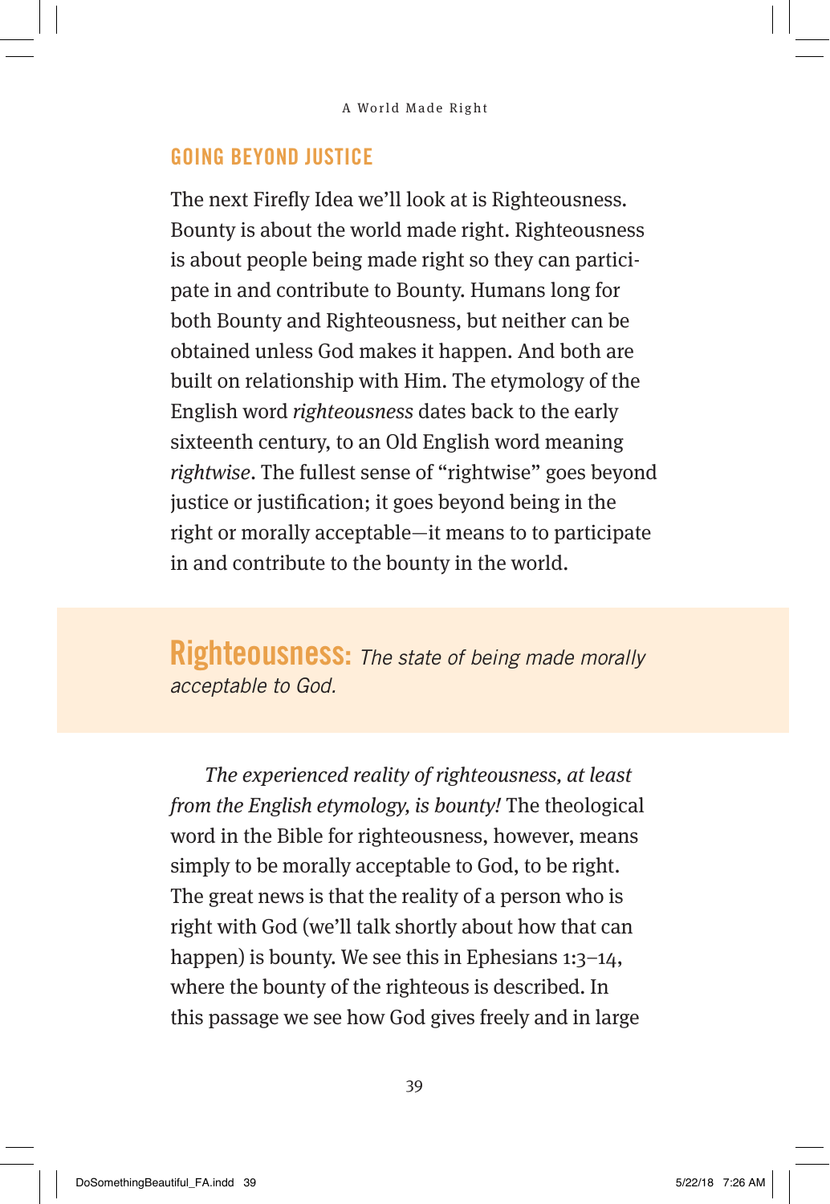## GOING BEYOND JUSTICE

The next Firefly Idea we'll look at is Righteousness. Bounty is about the world made right. Righteousness is about people being made right so they can participate in and contribute to Bounty. Humans long for both Bounty and Righteousness, but neither can be obtained unless God makes it happen. And both are built on relationship with Him. The etymology of the English word *righteousness* dates back to the early sixteenth century, to an Old English word meaning *rightwise*. The fullest sense of "rightwise" goes beyond justice or justification; it goes beyond being in the right or morally acceptable—it means to to participate in and contribute to the bounty in the world.

> **Righteousness:** *The state of being made morally acceptable to God.*

*The experienced reality of righteousness, at least from the English etymology, is bounty!* The theological word in the Bible for righteousness, however, means simply to be morally acceptable to God, to be right. The great news is that the reality of a person who is right with God (we'll talk shortly about how that can happen) is bounty. We see this in Ephesians 1:3–14, where the bounty of the righteous is described. In this passage we see how God gives freely and in large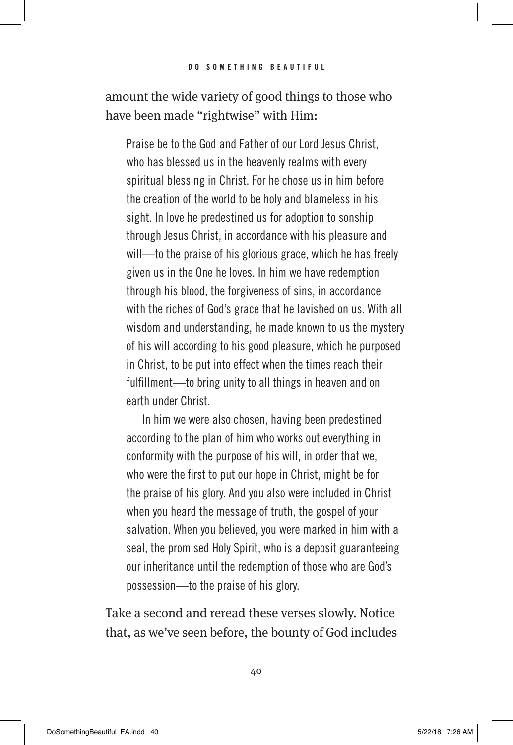amount the wide variety of good things to those who have been made "rightwise" with Him:

> Praise be to the God and Father of our Lord Jesus Christ, who has blessed us in the heavenly realms with every spiritual blessing in Christ. For he chose us in him before the creation of the world to be holy and blameless in his sight. In love he predestined us for adoption to sonship through Jesus Christ, in accordance with his pleasure and will—to the praise of his glorious grace, which he has freely given us in the One he loves. In him we have redemption through his blood, the forgiveness of sins, in accordance with the riches of God's grace that he lavished on us. With all wisdom and understanding, he made known to us the mystery of his will according to his good pleasure, which he purposed in Christ, to be put into effect when the times reach their fulfillment—to bring unity to all things in heaven and on earth under Christ.
>
> In him we were also chosen, having been predestined according to the plan of him who works out everything in conformity with the purpose of his will, in order that we, who were the first to put our hope in Christ, might be for the praise of his glory. And you also were included in Christ when you heard the message of truth, the gospel of your salvation. When you believed, you were marked in him with a seal, the promised Holy Spirit, who is a deposit guaranteeing our inheritance until the redemption of those who are God's possession—to the praise of his glory.

Take a second and reread these verses slowly. Notice that, as we've seen before, the bounty of God includes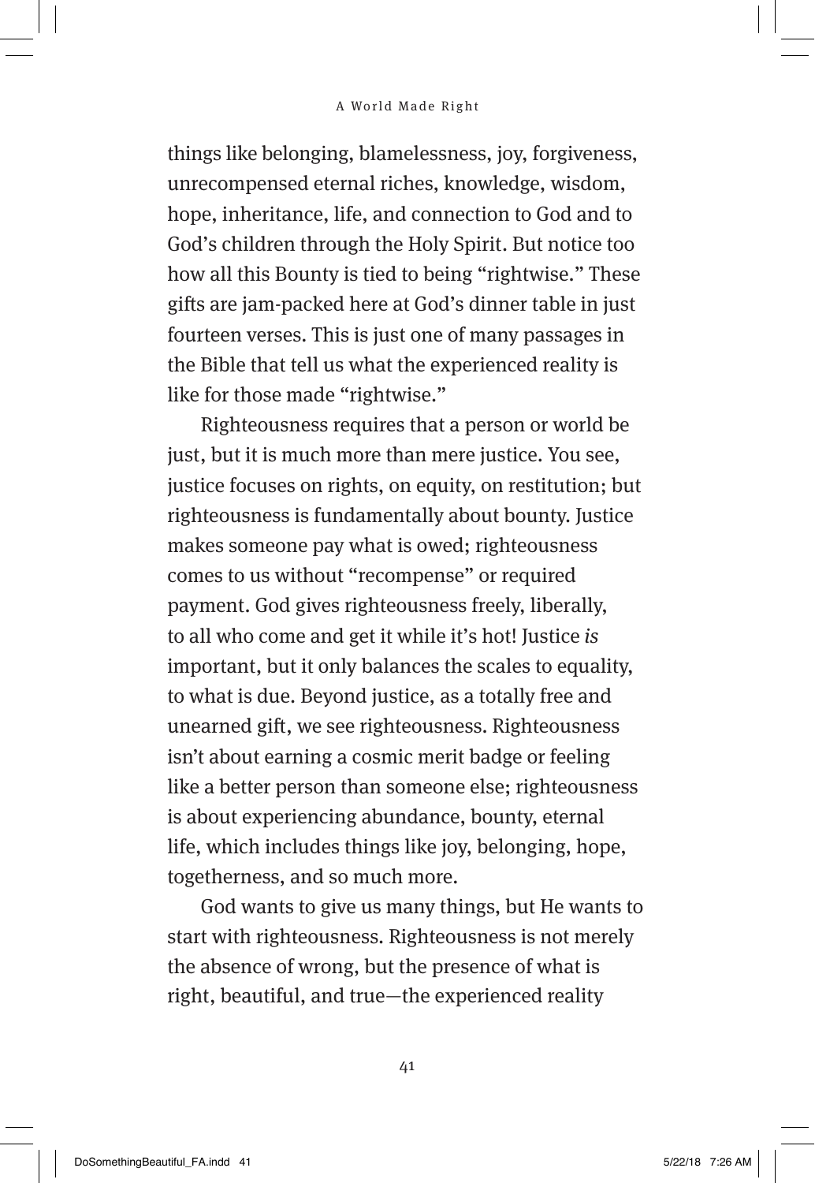things like belonging, blamelessness, joy, forgiveness, unrecompensed eternal riches, knowledge, wisdom, hope, inheritance, life, and connection to God and to God's children through the Holy Spirit. But notice too how all this Bounty is tied to being "rightwise." These gifts are jam-packed here at God's dinner table in just fourteen verses. This is just one of many passages in the Bible that tell us what the experienced reality is like for those made "rightwise."

Righteousness requires that a person or world be just, but it is much more than mere justice. You see, justice focuses on rights, on equity, on restitution; but righteousness is fundamentally about bounty. Justice makes someone pay what is owed; righteousness comes to us without "recompense" or required payment. God gives righteousness freely, liberally, to all who come and get it while it's hot! Justice *is* important, but it only balances the scales to equality, to what is due. Beyond justice, as a totally free and unearned gift, we see righteousness. Righteousness isn't about earning a cosmic merit badge or feeling like a better person than someone else; righteousness is about experiencing abundance, bounty, eternal life, which includes things like joy, belonging, hope, togetherness, and so much more.

God wants to give us many things, but He wants to start with righteousness. Righteousness is not merely the absence of wrong, but the presence of what is right, beautiful, and true—the experienced reality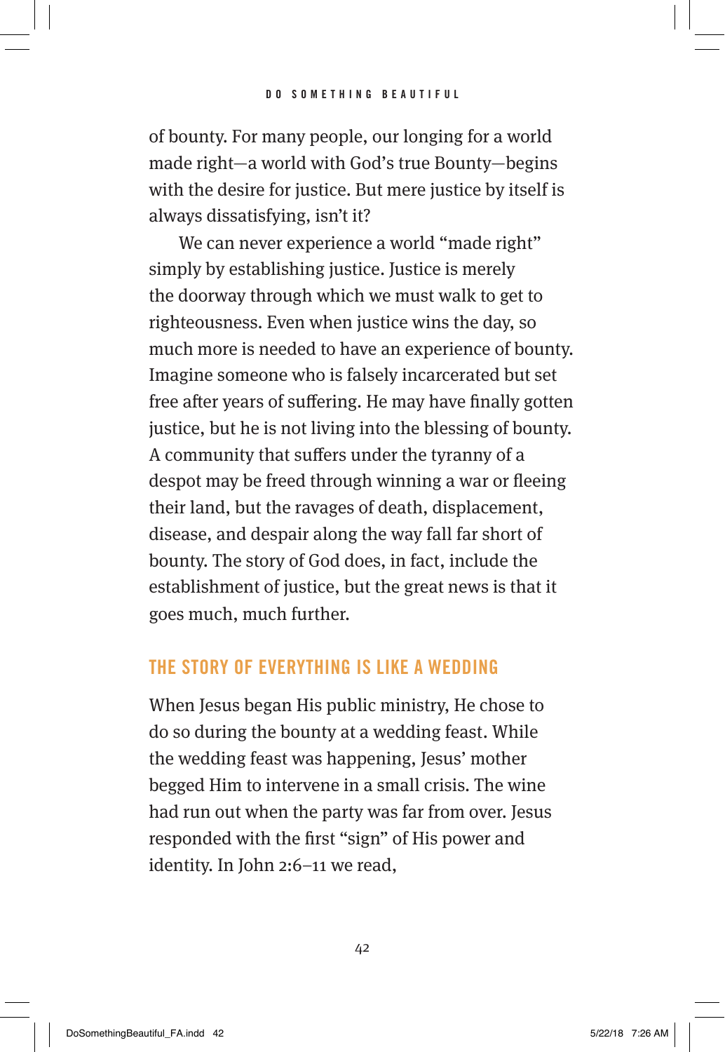of bounty. For many people, our longing for a world made right—a world with God's true Bounty—begins with the desire for justice. But mere justice by itself is always dissatisfying, isn't it?

We can never experience a world "made right" simply by establishing justice. Justice is merely the doorway through which we must walk to get to righteousness. Even when justice wins the day, so much more is needed to have an experience of bounty. Imagine someone who is falsely incarcerated but set free after years of suffering. He may have finally gotten justice, but he is not living into the blessing of bounty. A community that suffers under the tyranny of a despot may be freed through winning a war or fleeing their land, but the ravages of death, displacement, disease, and despair along the way fall far short of bounty. The story of God does, in fact, include the establishment of justice, but the great news is that it goes much, much further.

## THE STORY OF EVERYTHING IS LIKE A WEDDING

When Jesus began His public ministry, He chose to do so during the bounty at a wedding feast. While the wedding feast was happening, Jesus' mother begged Him to intervene in a small crisis. The wine had run out when the party was far from over. Jesus responded with the first "sign" of His power and identity. In John 2:6–11 we read,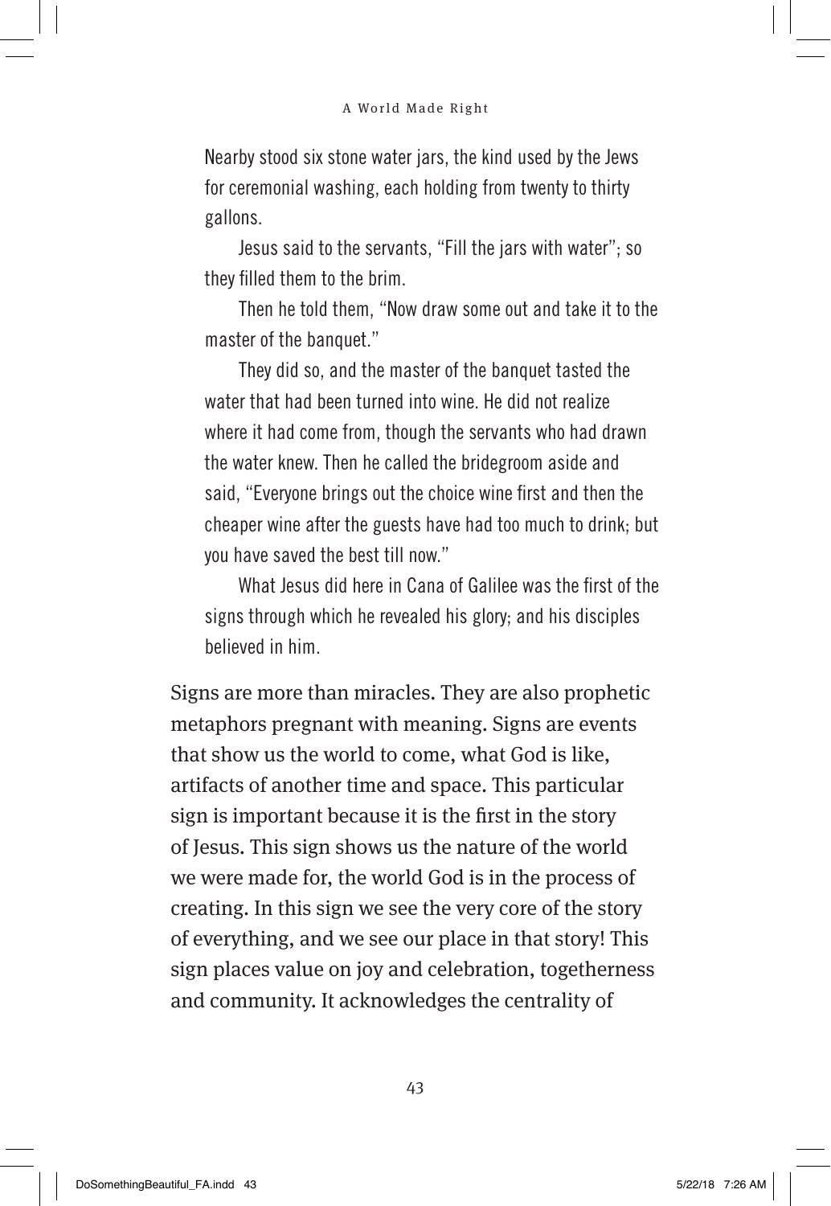> Nearby stood six stone water jars, the kind used by the Jews for ceremonial washing, each holding from twenty to thirty gallons.
>
> Jesus said to the servants, "Fill the jars with water"; so they filled them to the brim.
>
> Then he told them, "Now draw some out and take it to the master of the banquet."
>
> They did so, and the master of the banquet tasted the water that had been turned into wine. He did not realize where it had come from, though the servants who had drawn the water knew. Then he called the bridegroom aside and said, "Everyone brings out the choice wine first and then the cheaper wine after the guests have had too much to drink; but you have saved the best till now."
>
> What Jesus did here in Cana of Galilee was the first of the signs through which he revealed his glory; and his disciples believed in him.

Signs are more than miracles. They are also prophetic metaphors pregnant with meaning. Signs are events that show us the world to come, what God is like, artifacts of another time and space. This particular sign is important because it is the first in the story of Jesus. This sign shows us the nature of the world we were made for, the world God is in the process of creating. In this sign we see the very core of the story of everything, and we see our place in that story! This sign places value on joy and celebration, togetherness and community. It acknowledges the centrality of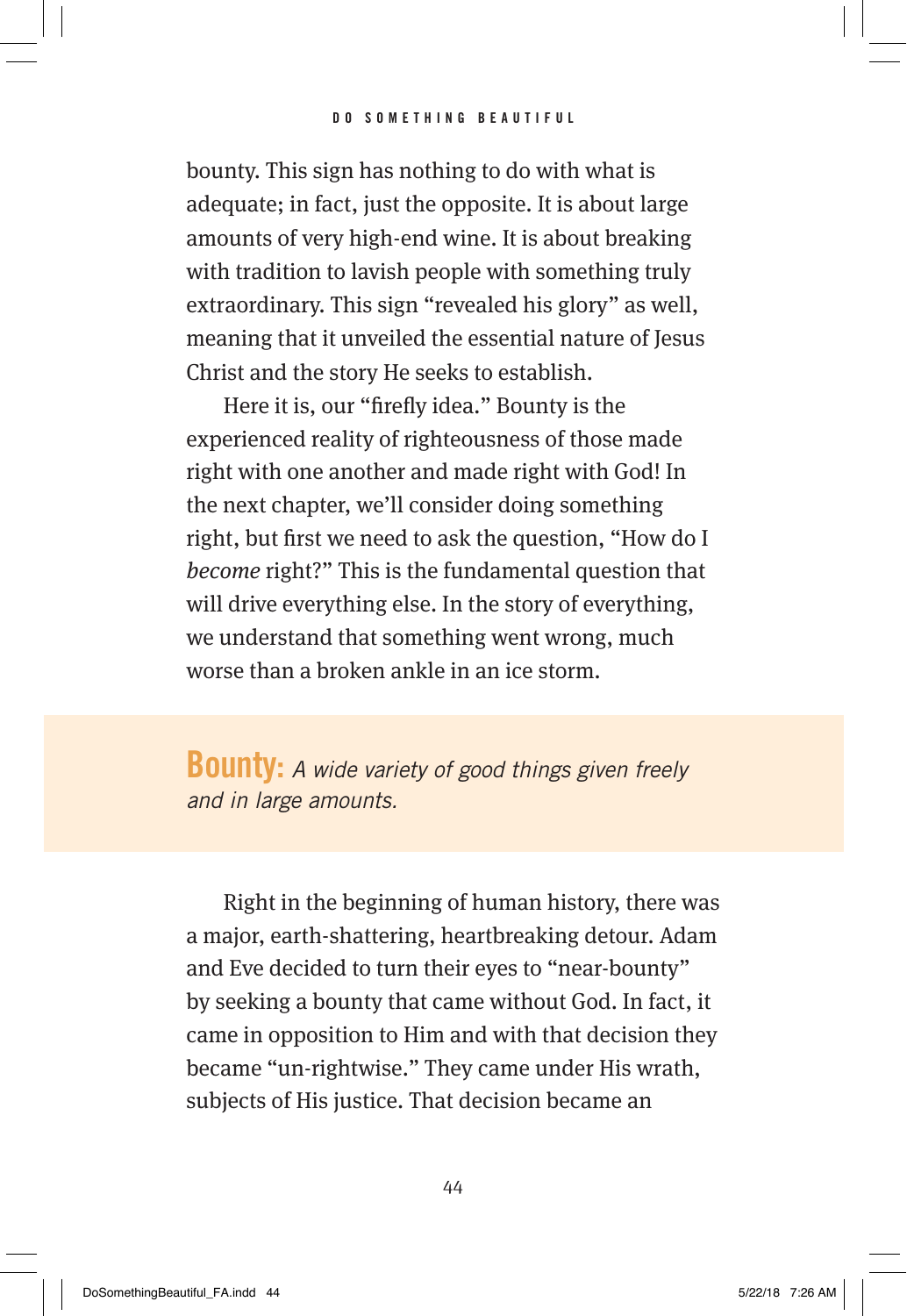bounty. This sign has nothing to do with what is adequate; in fact, just the opposite. It is about large amounts of very high-end wine. It is about breaking with tradition to lavish people with something truly extraordinary. This sign "revealed his glory" as well, meaning that it unveiled the essential nature of Jesus Christ and the story He seeks to establish.

Here it is, our "firefly idea." Bounty is the experienced reality of righteousness of those made right with one another and made right with God! In the next chapter, we'll consider doing something right, but first we need to ask the question, "How do I *become* right?" This is the fundamental question that will drive everything else. In the story of everything, we understand that something went wrong, much worse than a broken ankle in an ice storm.

> **Bounty:** *A wide variety of good things given freely and in large amounts.*

Right in the beginning of human history, there was a major, earth-shattering, heartbreaking detour. Adam and Eve decided to turn their eyes to "near-bounty" by seeking a bounty that came without God. In fact, it came in opposition to Him and with that decision they became "un-rightwise." They came under His wrath, subjects of His justice. That decision became an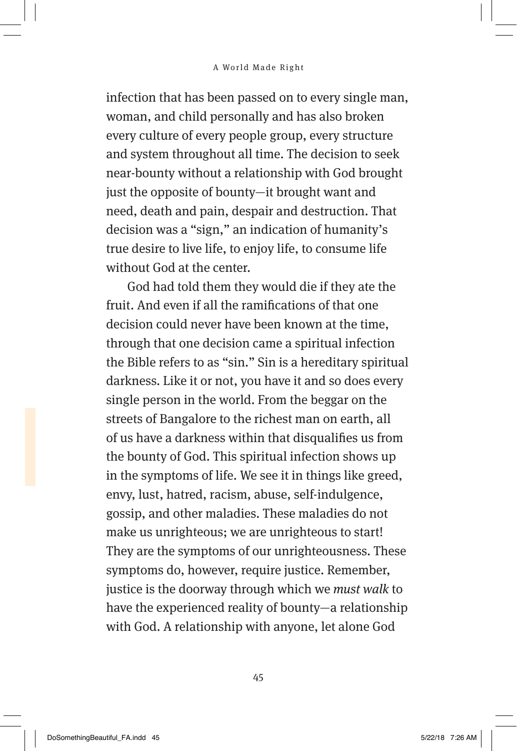infection that has been passed on to every single man, woman, and child personally and has also broken every culture of every people group, every structure and system throughout all time. The decision to seek near-bounty without a relationship with God brought just the opposite of bounty—it brought want and need, death and pain, despair and destruction. That decision was a "sign," an indication of humanity's true desire to live life, to enjoy life, to consume life without God at the center.

God had told them they would die if they ate the fruit. And even if all the ramifications of that one decision could never have been known at the time, through that one decision came a spiritual infection the Bible refers to as "sin." Sin is a hereditary spiritual darkness. Like it or not, you have it and so does every single person in the world. From the beggar on the streets of Bangalore to the richest man on earth, all of us have a darkness within that disqualifies us from the bounty of God. This spiritual infection shows up in the symptoms of life. We see it in things like greed, envy, lust, hatred, racism, abuse, self-indulgence, gossip, and other maladies. These maladies do not make us unrighteous; we are unrighteous to start! They are the symptoms of our unrighteousness. These symptoms do, however, require justice. Remember, justice is the doorway through which we *must walk* to have the experienced reality of bounty—a relationship with God. A relationship with anyone, let alone God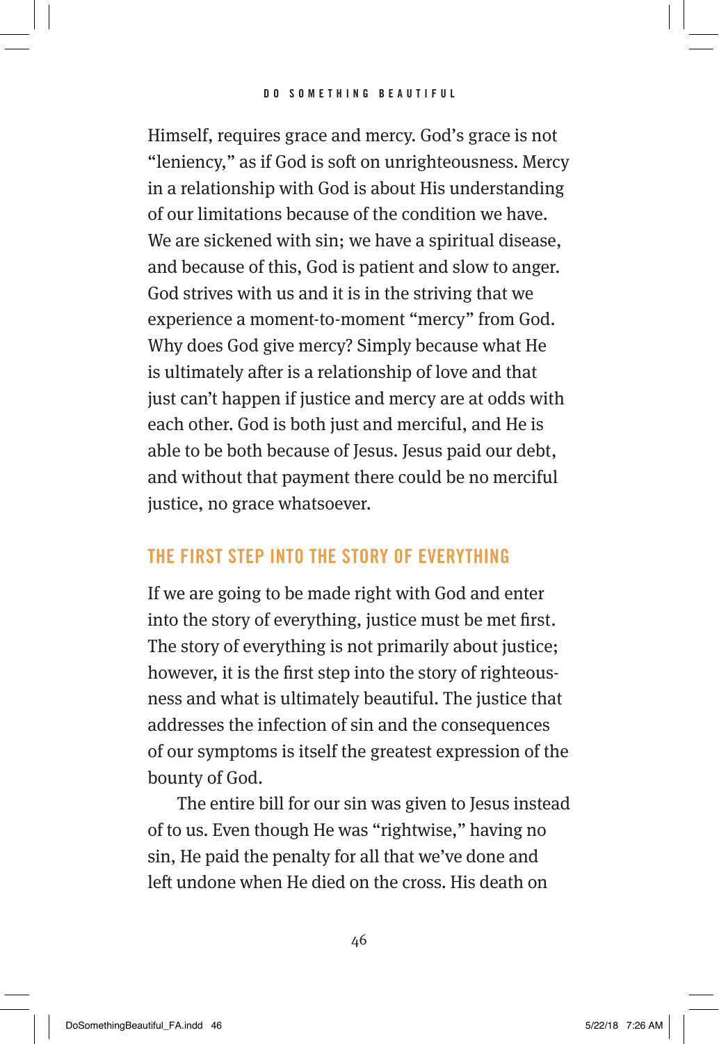Himself, requires grace and mercy. God's grace is not "leniency," as if God is soft on unrighteousness. Mercy in a relationship with God is about His understanding of our limitations because of the condition we have. We are sickened with sin; we have a spiritual disease, and because of this, God is patient and slow to anger. God strives with us and it is in the striving that we experience a moment-to-moment "mercy" from God. Why does God give mercy? Simply because what He is ultimately after is a relationship of love and that just can't happen if justice and mercy are at odds with each other. God is both just and merciful, and He is able to be both because of Jesus. Jesus paid our debt, and without that payment there could be no merciful justice, no grace whatsoever.

## THE FIRST STEP INTO THE STORY OF EVERYTHING

If we are going to be made right with God and enter into the story of everything, justice must be met first. The story of everything is not primarily about justice; however, it is the first step into the story of righteousness and what is ultimately beautiful. The justice that addresses the infection of sin and the consequences of our symptoms is itself the greatest expression of the bounty of God.

The entire bill for our sin was given to Jesus instead of to us. Even though He was "rightwise," having no sin, He paid the penalty for all that we've done and left undone when He died on the cross. His death on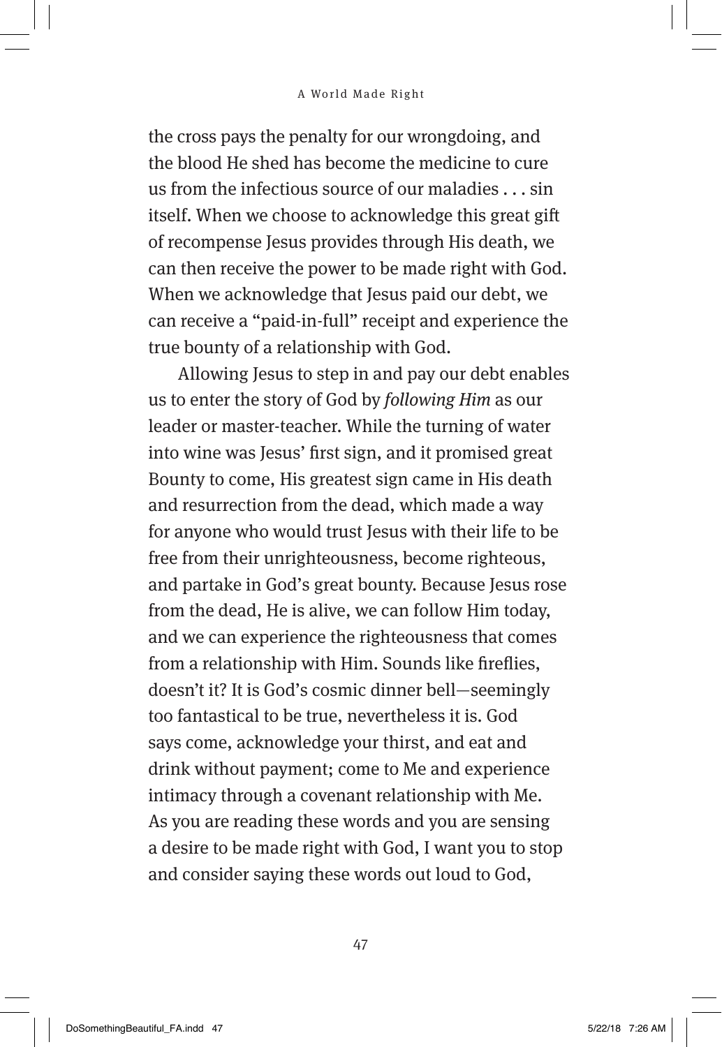the cross pays the penalty for our wrongdoing, and the blood He shed has become the medicine to cure us from the infectious source of our maladies . . . sin itself. When we choose to acknowledge this great gift of recompense Jesus provides through His death, we can then receive the power to be made right with God. When we acknowledge that Jesus paid our debt, we can receive a "paid-in-full" receipt and experience the true bounty of a relationship with God.

Allowing Jesus to step in and pay our debt enables us to enter the story of God by *following Him* as our leader or master-teacher. While the turning of water into wine was Jesus' first sign, and it promised great Bounty to come, His greatest sign came in His death and resurrection from the dead, which made a way for anyone who would trust Jesus with their life to be free from their unrighteousness, become righteous, and partake in God's great bounty. Because Jesus rose from the dead, He is alive, we can follow Him today, and we can experience the righteousness that comes from a relationship with Him. Sounds like fireflies, doesn't it? It is God's cosmic dinner bell—seemingly too fantastical to be true, nevertheless it is. God says come, acknowledge your thirst, and eat and drink without payment; come to Me and experience intimacy through a covenant relationship with Me. As you are reading these words and you are sensing a desire to be made right with God, I want you to stop and consider saying these words out loud to God,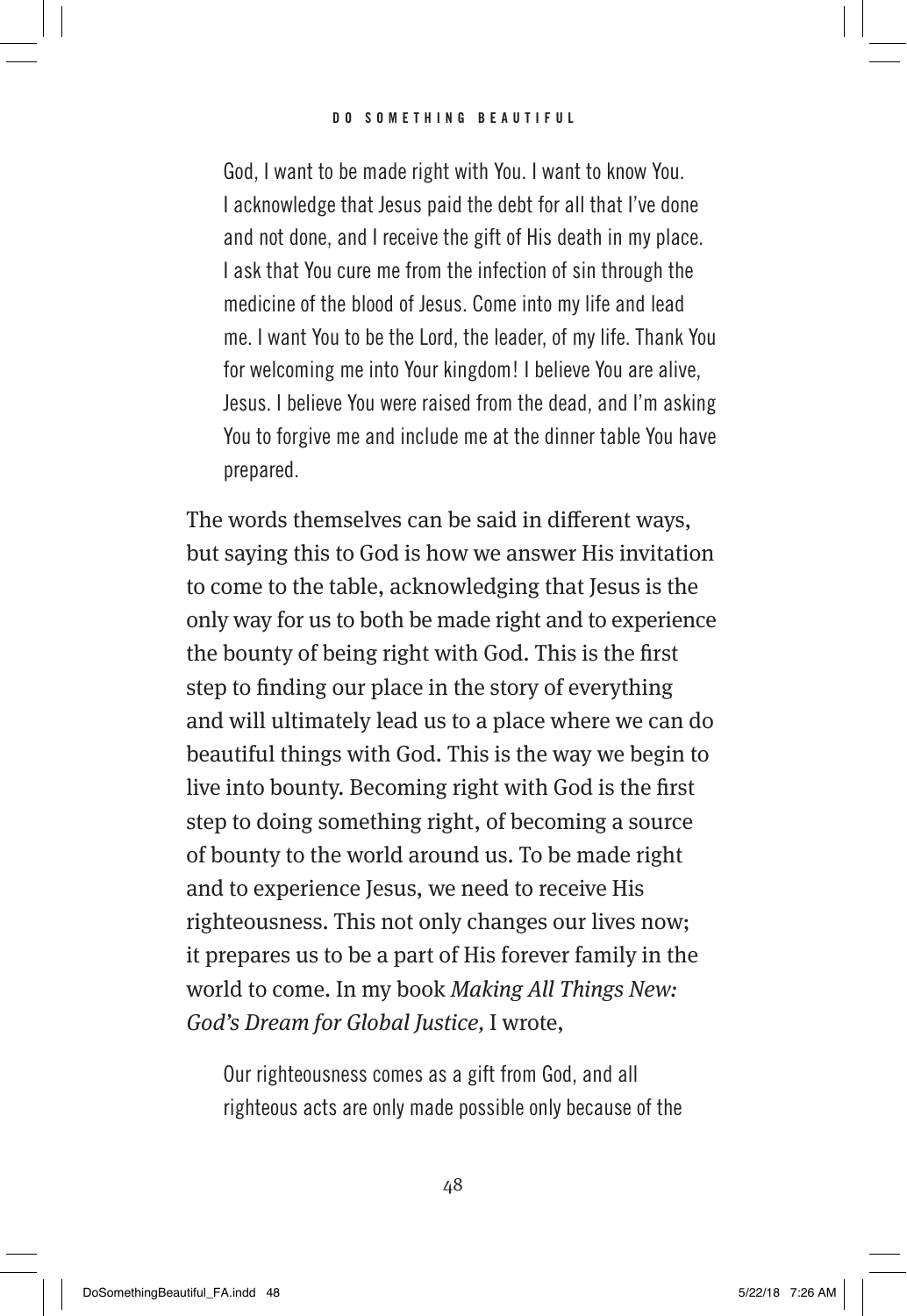> God, I want to be made right with You. I want to know You. I acknowledge that Jesus paid the debt for all that I've done and not done, and I receive the gift of His death in my place. I ask that You cure me from the infection of sin through the medicine of the blood of Jesus. Come into my life and lead me. I want You to be the Lord, the leader, of my life. Thank You for welcoming me into Your kingdom! I believe You are alive, Jesus. I believe You were raised from the dead, and I'm asking You to forgive me and include me at the dinner table You have prepared.

The words themselves can be said in different ways, but saying this to God is how we answer His invitation to come to the table, acknowledging that Jesus is the only way for us to both be made right and to experience the bounty of being right with God. This is the first step to finding our place in the story of everything and will ultimately lead us to a place where we can do beautiful things with God. This is the way we begin to live into bounty. Becoming right with God is the first step to doing something right, of becoming a source of bounty to the world around us. To be made right and to experience Jesus, we need to receive His righteousness. This not only changes our lives now; it prepares us to be a part of His forever family in the world to come. In my book *Making All Things New: God's Dream for Global Justice*, I wrote,

> Our righteousness comes as a gift from God, and all righteous acts are only made possible only because of the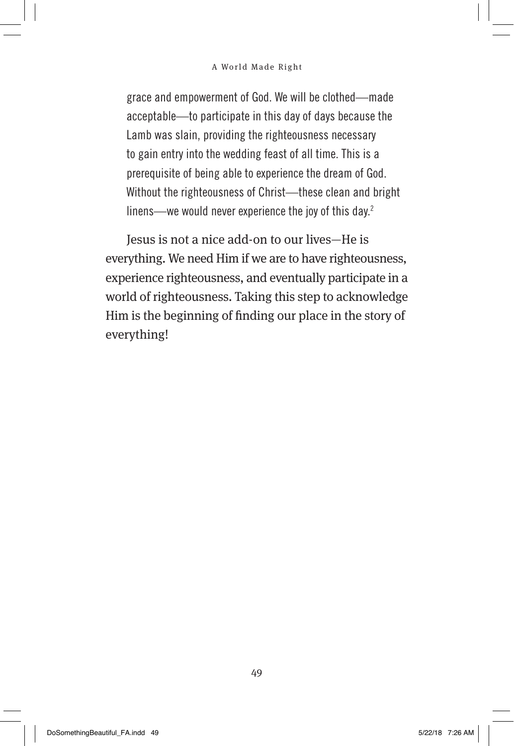> grace and empowerment of God. We will be clothed—made acceptable—to participate in this day of days because the Lamb was slain, providing the righteousness necessary to gain entry into the wedding feast of all time. This is a prerequisite of being able to experience the dream of God. Without the righteousness of Christ—these clean and bright linens—we would never experience the joy of this day.[2]

Jesus is not a nice add-on to our lives—He is everything. We need Him if we are to have righteousness, experience righteousness, and eventually participate in a world of righteousness. Taking this step to acknowledge Him is the beginning of finding our place in the story of everything!